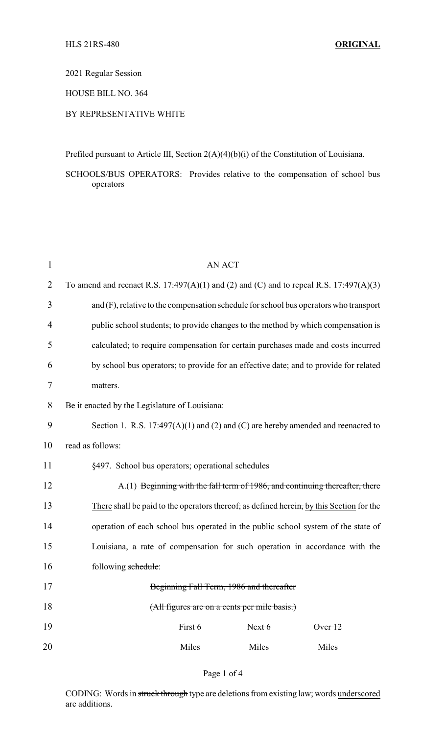HLS 21RS-480 **ORIGINAL**

2021 Regular Session

HOUSE BILL NO. 364

BY REPRESENTATIVE WHITE

Prefiled pursuant to Article III, Section 2(A)(4)(b)(i) of the Constitution of Louisiana.

SCHOOLS/BUS OPERATORS: Provides relative to the compensation of school bus operators

AN ACT

To amend and reenact R.S. 17:497(A)(1) and (2) and (C) and to repeal R.S. 17:497(A)(3) and (F), relative to the compensation schedule for school bus operators who transport public school students; to provide changes to the method by which compensation is calculated; to require compensation for certain purchases made and costs incurred by school bus operators; to provide for an effective date; and to provide for related matters.

Be it enacted by the Legislature of Louisiana:

Section 1. R.S. 17:497(A)(1) and (2) and (C) are hereby amended and reenacted to read as follows:

§497. School bus operators; operational schedules

A.(1) ~~Beginning with the fall term of 1986, and continuing thereafter, there~~ There shall be paid to ~~the~~ operators ~~thereof,~~ as defined ~~herein,~~ by this Section for the operation of each school bus operated in the public school system of the state of Louisiana, a rate of compensation for such operation in accordance with the following ~~schedule~~:

~~Beginning Fall Term, 1986 and thereafter~~

~~(All figures are on a cents per mile basis.)~~

| ~~First 6~~ | ~~Next 6~~ | ~~Over 12~~ |
|---|---|---|
| ~~Miles~~ | ~~Miles~~ | ~~Miles~~ |

CODING: Words in ~~struck through~~ type are deletions from existing law; words underscored are additions.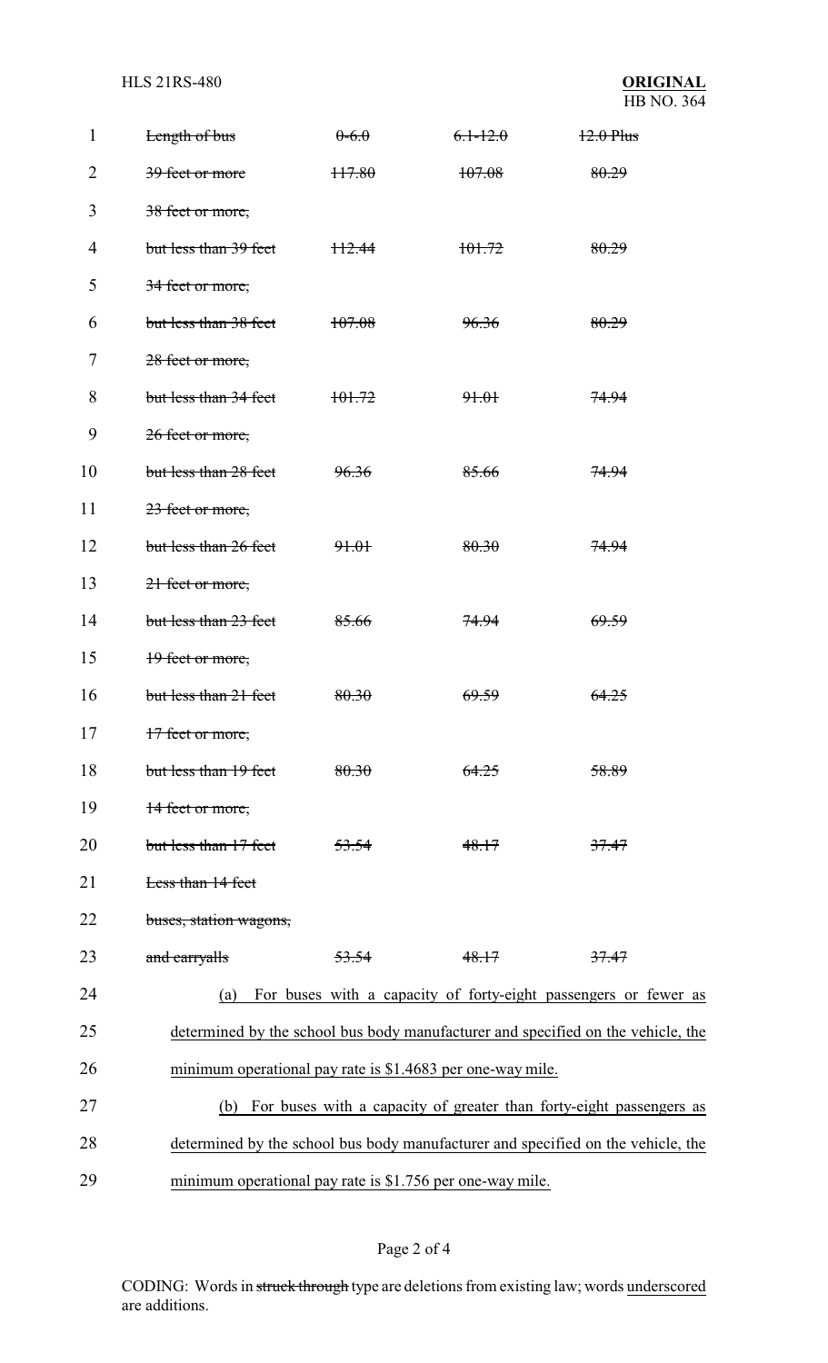| ~~Length of bus~~ | ~~0-6.0~~ | ~~6.1-12.0~~ | ~~12.0 Plus~~ |
|---|---|---|---|
| ~~39 feet or more~~ | ~~117.80~~ | ~~107.08~~ | ~~80.29~~ |
| ~~38 feet or more, but less than 39 feet~~ | ~~112.44~~ | ~~101.72~~ | ~~80.29~~ |
| ~~34 feet or more, but less than 38 feet~~ | ~~107.08~~ | ~~96.36~~ | ~~80.29~~ |
| ~~28 feet or more, but less than 34 feet~~ | ~~101.72~~ | ~~91.01~~ | ~~74.94~~ |
| ~~26 feet or more, but less than 28 feet~~ | ~~96.36~~ | ~~85.66~~ | ~~74.94~~ |
| ~~23 feet or more, but less than 26 feet~~ | ~~91.01~~ | ~~80.30~~ | ~~74.94~~ |
| ~~21 feet or more, but less than 23 feet~~ | ~~85.66~~ | ~~74.94~~ | ~~69.59~~ |
| ~~19 feet or more, but less than 21 feet~~ | ~~80.30~~ | ~~69.59~~ | ~~64.25~~ |
| ~~17 feet or more, but less than 19 feet~~ | ~~80.30~~ | ~~64.25~~ | ~~58.89~~ |
| ~~14 feet or more, but less than 17 feet~~ | ~~53.54~~ | ~~48.17~~ | ~~37.47~~ |
| ~~Less than 14 feet buses, station wagons, and carryalls~~ | ~~53.54~~ | ~~48.17~~ | ~~37.47~~ |

(a) <u>For buses with a capacity of forty-eight passengers or fewer as determined by the school bus body manufacturer and specified on the vehicle, the minimum operational pay rate is $1.4683 per one-way mile.</u>

(b) <u>For buses with a capacity of greater than forty-eight passengers as determined by the school bus body manufacturer and specified on the vehicle, the minimum operational pay rate is $1.756 per one-way mile.</u>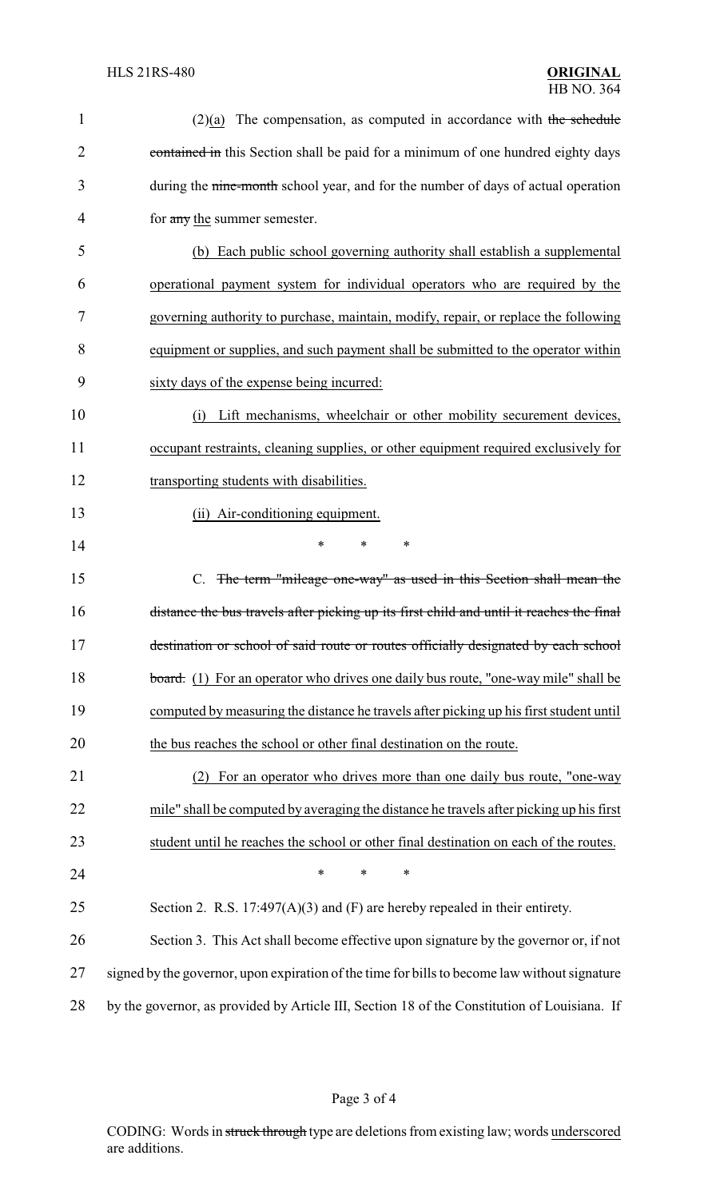(2)(a) The compensation, as computed in accordance with ~~the schedule contained in~~ this Section shall be paid for a minimum of one hundred eighty days during the ~~nine-month~~ school year, and for the number of days of actual operation for ~~any~~ the summer semester.

(b) Each public school governing authority shall establish a supplemental operational payment system for individual operators who are required by the governing authority to purchase, maintain, modify, repair, or replace the following equipment or supplies, and such payment shall be submitted to the operator within sixty days of the expense being incurred:

(i) Lift mechanisms, wheelchair or other mobility securement devices, occupant restraints, cleaning supplies, or other equipment required exclusively for transporting students with disabilities.

(ii) Air-conditioning equipment.

\* \* \*

C. ~~The term "mileage one-way" as used in this Section shall mean the distance the bus travels after picking up its first child and until it reaches the final destination or school of said route or routes officially designated by each school board.~~ (1) For an operator who drives one daily bus route, "one-way mile" shall be computed by measuring the distance he travels after picking up his first student until the bus reaches the school or other final destination on the route.

(2) For an operator who drives more than one daily bus route, "one-way mile" shall be computed by averaging the distance he travels after picking up his first student until he reaches the school or other final destination on each of the routes.

\* \* \*

Section 2. R.S. 17:497(A)(3) and (F) are hereby repealed in their entirety.

Section 3. This Act shall become effective upon signature by the governor or, if not signed by the governor, upon expiration of the time for bills to become law without signature by the governor, as provided by Article III, Section 18 of the Constitution of Louisiana. If

CODING: Words in ~~struck through~~ type are deletions from existing law; words underscored are additions.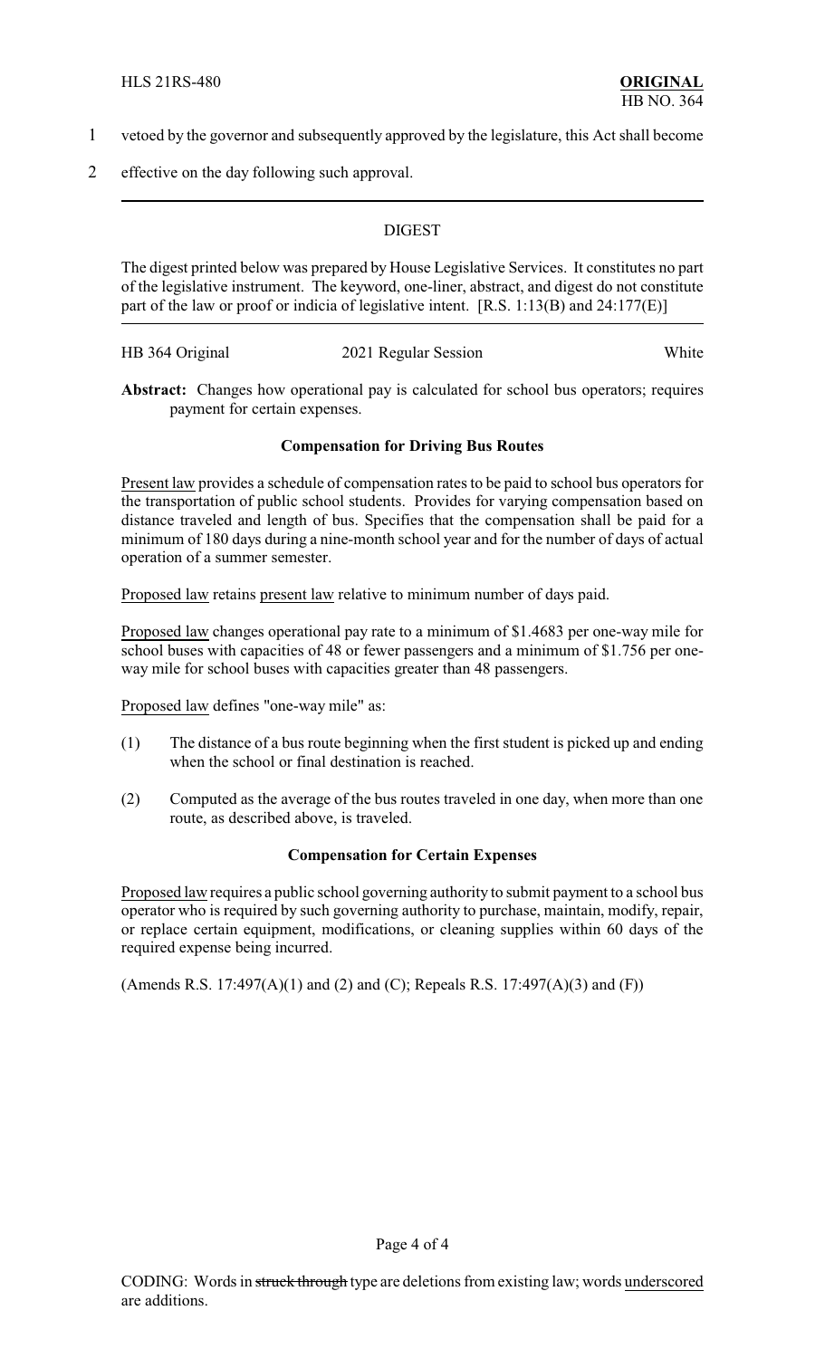1 vetoed by the governor and subsequently approved by the legislature, this Act shall become

2 effective on the day following such approval.

---

DIGEST

The digest printed below was prepared by House Legislative Services. It constitutes no part of the legislative instrument. The keyword, one-liner, abstract, and digest do not constitute part of the law or proof or indicia of legislative intent. [R.S. 1:13(B) and 24:177(E)]

HB 364 Original 2021 Regular Session White

**Abstract:** Changes how operational pay is calculated for school bus operators; requires payment for certain expenses.

**Compensation for Driving Bus Routes**

Present law provides a schedule of compensation rates to be paid to school bus operators for the transportation of public school students. Provides for varying compensation based on distance traveled and length of bus. Specifies that the compensation shall be paid for a minimum of 180 days during a nine-month school year and for the number of days of actual operation of a summer semester.

Proposed law retains present law relative to minimum number of days paid.

Proposed law changes operational pay rate to a minimum of $1.4683 per one-way mile for school buses with capacities of 48 or fewer passengers and a minimum of $1.756 per one-way mile for school buses with capacities greater than 48 passengers.

Proposed law defines "one-way mile" as:

(1) The distance of a bus route beginning when the first student is picked up and ending when the school or final destination is reached.

(2) Computed as the average of the bus routes traveled in one day, when more than one route, as described above, is traveled.

**Compensation for Certain Expenses**

Proposed law requires a public school governing authority to submit payment to a school bus operator who is required by such governing authority to purchase, maintain, modify, repair, or replace certain equipment, modifications, or cleaning supplies within 60 days of the required expense being incurred.

(Amends R.S. 17:497(A)(1) and (2) and (C); Repeals R.S. 17:497(A)(3) and (F))

CODING: Words in struck through type are deletions from existing law; words underscored are additions.